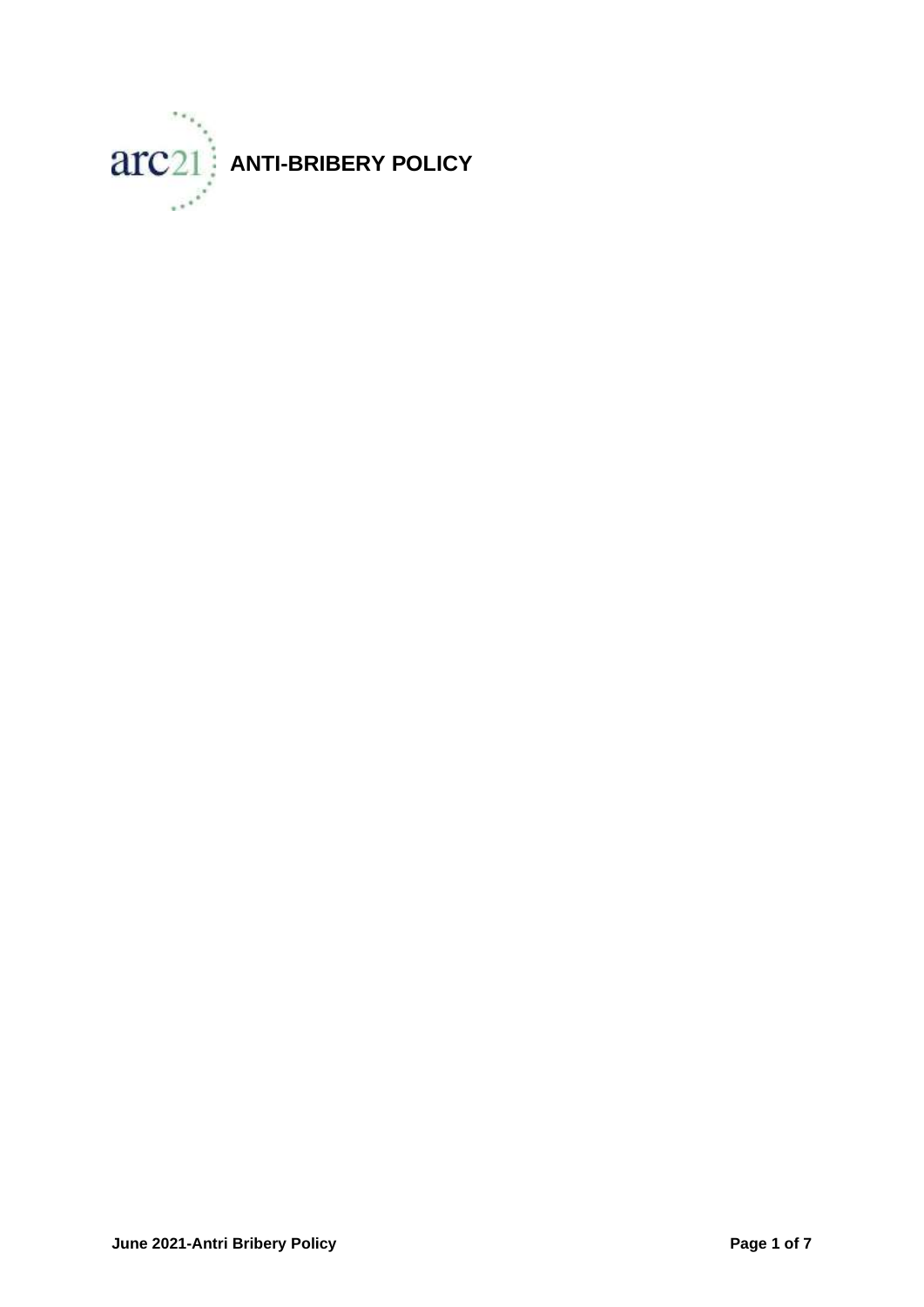arc21

# ANTI-BRIBERY POLICY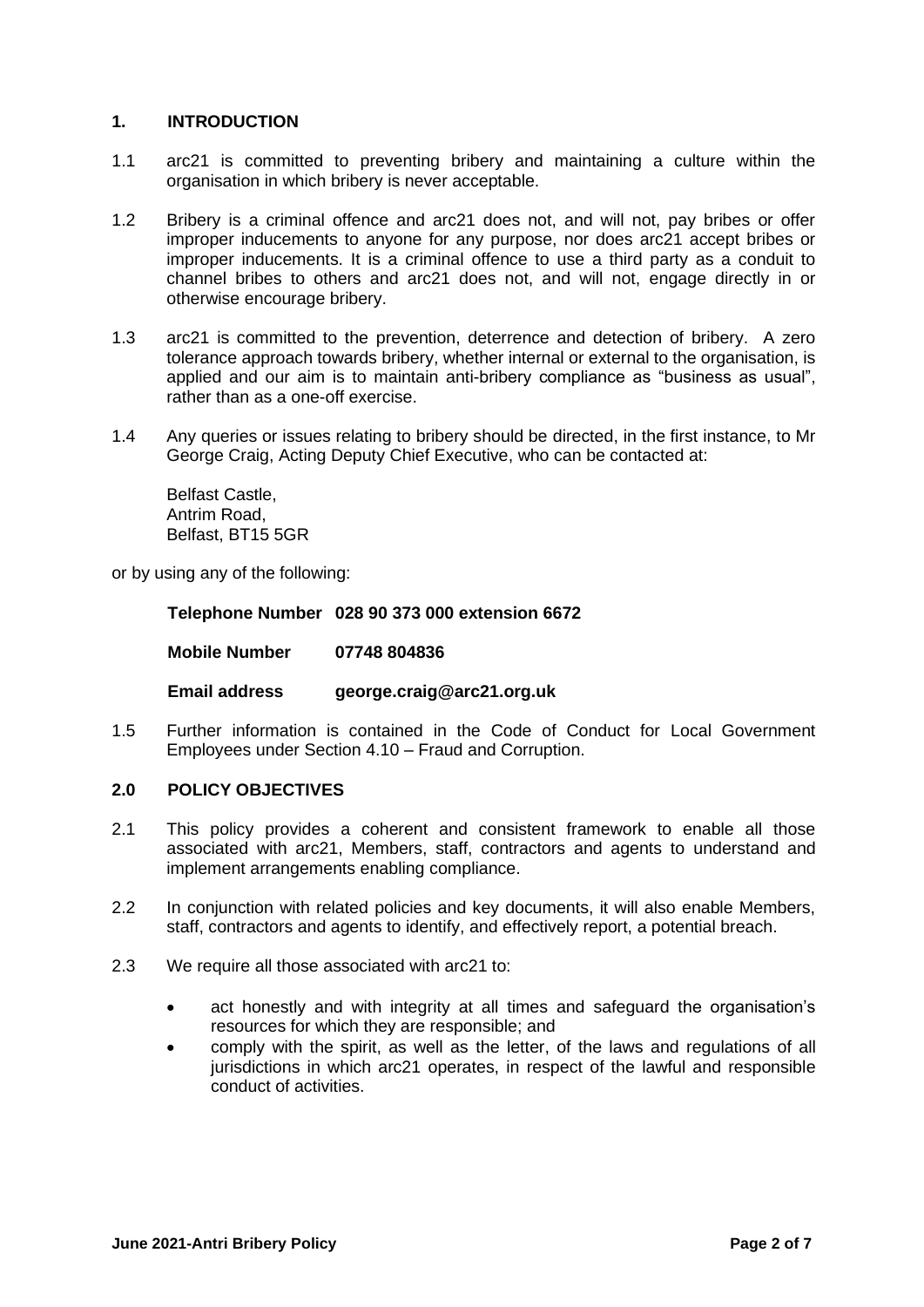## 1. INTRODUCTION

1.1 arc21 is committed to preventing bribery and maintaining a culture within the organisation in which bribery is never acceptable.

1.2 Bribery is a criminal offence and arc21 does not, and will not, pay bribes or offer improper inducements to anyone for any purpose, nor does arc21 accept bribes or improper inducements. It is a criminal offence to use a third party as a conduit to channel bribes to others and arc21 does not, and will not, engage directly in or otherwise encourage bribery.

1.3 arc21 is committed to the prevention, deterrence and detection of bribery. A zero tolerance approach towards bribery, whether internal or external to the organisation, is applied and our aim is to maintain anti-bribery compliance as "business as usual", rather than as a one-off exercise.

1.4 Any queries or issues relating to bribery should be directed, in the first instance, to Mr George Craig, Acting Deputy Chief Executive, who can be contacted at:

Belfast Castle,
Antrim Road,
Belfast, BT15 5GR

or by using any of the following:

**Telephone Number 028 90 373 000 extension 6672**

**Mobile Number 07748 804836**

**Email address george.craig@arc21.org.uk**

1.5 Further information is contained in the Code of Conduct for Local Government Employees under Section 4.10 – Fraud and Corruption.

## 2.0 POLICY OBJECTIVES

2.1 This policy provides a coherent and consistent framework to enable all those associated with arc21, Members, staff, contractors and agents to understand and implement arrangements enabling compliance.

2.2 In conjunction with related policies and key documents, it will also enable Members, staff, contractors and agents to identify, and effectively report, a potential breach.

2.3 We require all those associated with arc21 to:

- act honestly and with integrity at all times and safeguard the organisation's resources for which they are responsible; and
- comply with the spirit, as well as the letter, of the laws and regulations of all jurisdictions in which arc21 operates, in respect of the lawful and responsible conduct of activities.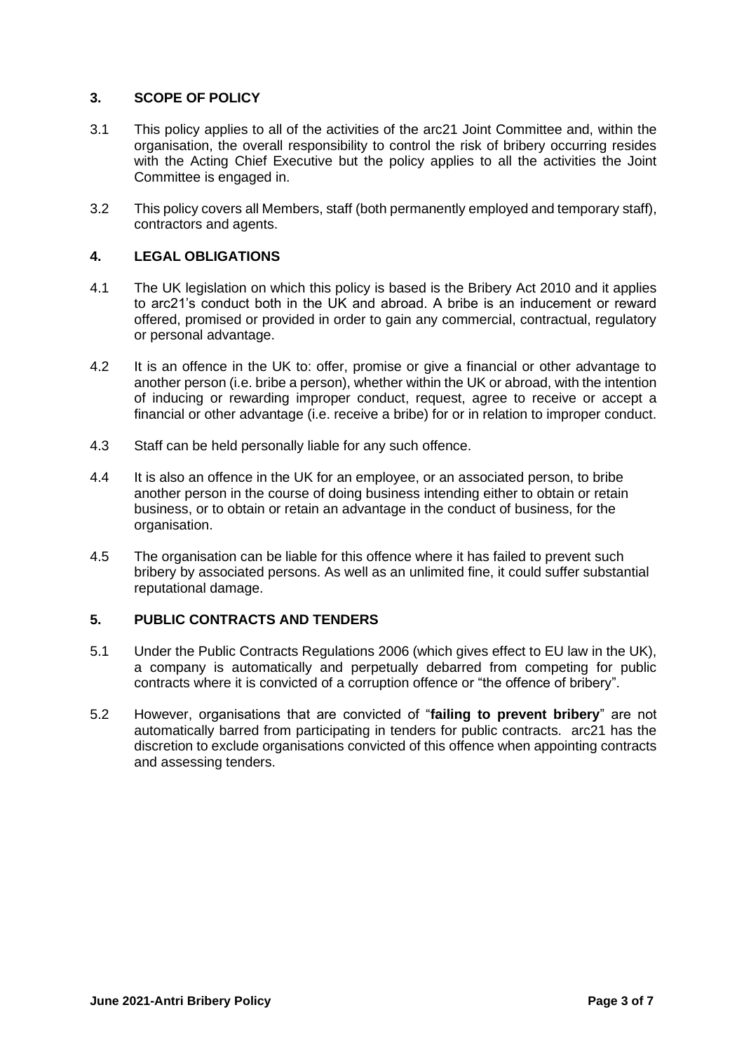## 3. SCOPE OF POLICY

3.1 This policy applies to all of the activities of the arc21 Joint Committee and, within the organisation, the overall responsibility to control the risk of bribery occurring resides with the Acting Chief Executive but the policy applies to all the activities the Joint Committee is engaged in.

3.2 This policy covers all Members, staff (both permanently employed and temporary staff), contractors and agents.

## 4. LEGAL OBLIGATIONS

4.1 The UK legislation on which this policy is based is the Bribery Act 2010 and it applies to arc21's conduct both in the UK and abroad. A bribe is an inducement or reward offered, promised or provided in order to gain any commercial, contractual, regulatory or personal advantage.

4.2 It is an offence in the UK to: offer, promise or give a financial or other advantage to another person (i.e. bribe a person), whether within the UK or abroad, with the intention of inducing or rewarding improper conduct, request, agree to receive or accept a financial or other advantage (i.e. receive a bribe) for or in relation to improper conduct.

4.3 Staff can be held personally liable for any such offence.

4.4 It is also an offence in the UK for an employee, or an associated person, to bribe another person in the course of doing business intending either to obtain or retain business, or to obtain or retain an advantage in the conduct of business, for the organisation.

4.5 The organisation can be liable for this offence where it has failed to prevent such bribery by associated persons. As well as an unlimited fine, it could suffer substantial reputational damage.

## 5. PUBLIC CONTRACTS AND TENDERS

5.1 Under the Public Contracts Regulations 2006 (which gives effect to EU law in the UK), a company is automatically and perpetually debarred from competing for public contracts where it is convicted of a corruption offence or "the offence of bribery".

5.2 However, organisations that are convicted of "**failing to prevent bribery**" are not automatically barred from participating in tenders for public contracts. arc21 has the discretion to exclude organisations convicted of this offence when appointing contracts and assessing tenders.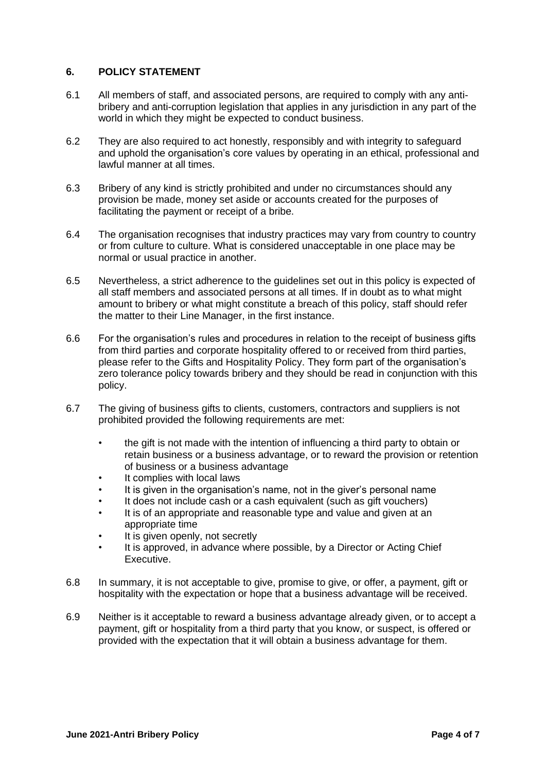## 6. POLICY STATEMENT

6.1 All members of staff, and associated persons, are required to comply with any anti-bribery and anti-corruption legislation that applies in any jurisdiction in any part of the world in which they might be expected to conduct business.

6.2 They are also required to act honestly, responsibly and with integrity to safeguard and uphold the organisation's core values by operating in an ethical, professional and lawful manner at all times.

6.3 Bribery of any kind is strictly prohibited and under no circumstances should any provision be made, money set aside or accounts created for the purposes of facilitating the payment or receipt of a bribe.

6.4 The organisation recognises that industry practices may vary from country to country or from culture to culture. What is considered unacceptable in one place may be normal or usual practice in another.

6.5 Nevertheless, a strict adherence to the guidelines set out in this policy is expected of all staff members and associated persons at all times. If in doubt as to what might amount to bribery or what might constitute a breach of this policy, staff should refer the matter to their Line Manager, in the first instance.

6.6 For the organisation's rules and procedures in relation to the receipt of business gifts from third parties and corporate hospitality offered to or received from third parties, please refer to the Gifts and Hospitality Policy. They form part of the organisation's zero tolerance policy towards bribery and they should be read in conjunction with this policy.

6.7 The giving of business gifts to clients, customers, contractors and suppliers is not prohibited provided the following requirements are met:

- the gift is not made with the intention of influencing a third party to obtain or retain business or a business advantage, or to reward the provision or retention of business or a business advantage
- It complies with local laws
- It is given in the organisation's name, not in the giver's personal name
- It does not include cash or a cash equivalent (such as gift vouchers)
- It is of an appropriate and reasonable type and value and given at an appropriate time
- It is given openly, not secretly
- It is approved, in advance where possible, by a Director or Acting Chief Executive.

6.8 In summary, it is not acceptable to give, promise to give, or offer, a payment, gift or hospitality with the expectation or hope that a business advantage will be received.

6.9 Neither is it acceptable to reward a business advantage already given, or to accept a payment, gift or hospitality from a third party that you know, or suspect, is offered or provided with the expectation that it will obtain a business advantage for them.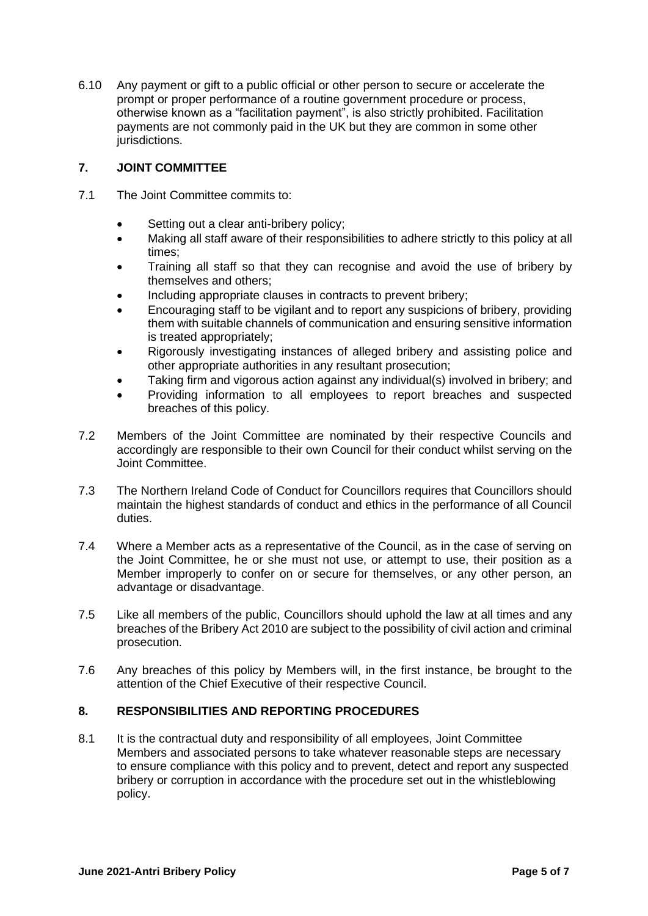6.10 Any payment or gift to a public official or other person to secure or accelerate the prompt or proper performance of a routine government procedure or process, otherwise known as a "facilitation payment", is also strictly prohibited. Facilitation payments are not commonly paid in the UK but they are common in some other jurisdictions.

## 7. JOINT COMMITTEE

7.1 The Joint Committee commits to:

- Setting out a clear anti-bribery policy;
- Making all staff aware of their responsibilities to adhere strictly to this policy at all times;
- Training all staff so that they can recognise and avoid the use of bribery by themselves and others;
- Including appropriate clauses in contracts to prevent bribery;
- Encouraging staff to be vigilant and to report any suspicions of bribery, providing them with suitable channels of communication and ensuring sensitive information is treated appropriately;
- Rigorously investigating instances of alleged bribery and assisting police and other appropriate authorities in any resultant prosecution;
- Taking firm and vigorous action against any individual(s) involved in bribery; and
- Providing information to all employees to report breaches and suspected breaches of this policy.

7.2 Members of the Joint Committee are nominated by their respective Councils and accordingly are responsible to their own Council for their conduct whilst serving on the Joint Committee.

7.3 The Northern Ireland Code of Conduct for Councillors requires that Councillors should maintain the highest standards of conduct and ethics in the performance of all Council duties.

7.4 Where a Member acts as a representative of the Council, as in the case of serving on the Joint Committee, he or she must not use, or attempt to use, their position as a Member improperly to confer on or secure for themselves, or any other person, an advantage or disadvantage.

7.5 Like all members of the public, Councillors should uphold the law at all times and any breaches of the Bribery Act 2010 are subject to the possibility of civil action and criminal prosecution.

7.6 Any breaches of this policy by Members will, in the first instance, be brought to the attention of the Chief Executive of their respective Council.

## 8. RESPONSIBILITIES AND REPORTING PROCEDURES

8.1 It is the contractual duty and responsibility of all employees, Joint Committee Members and associated persons to take whatever reasonable steps are necessary to ensure compliance with this policy and to prevent, detect and report any suspected bribery or corruption in accordance with the procedure set out in the whistleblowing policy.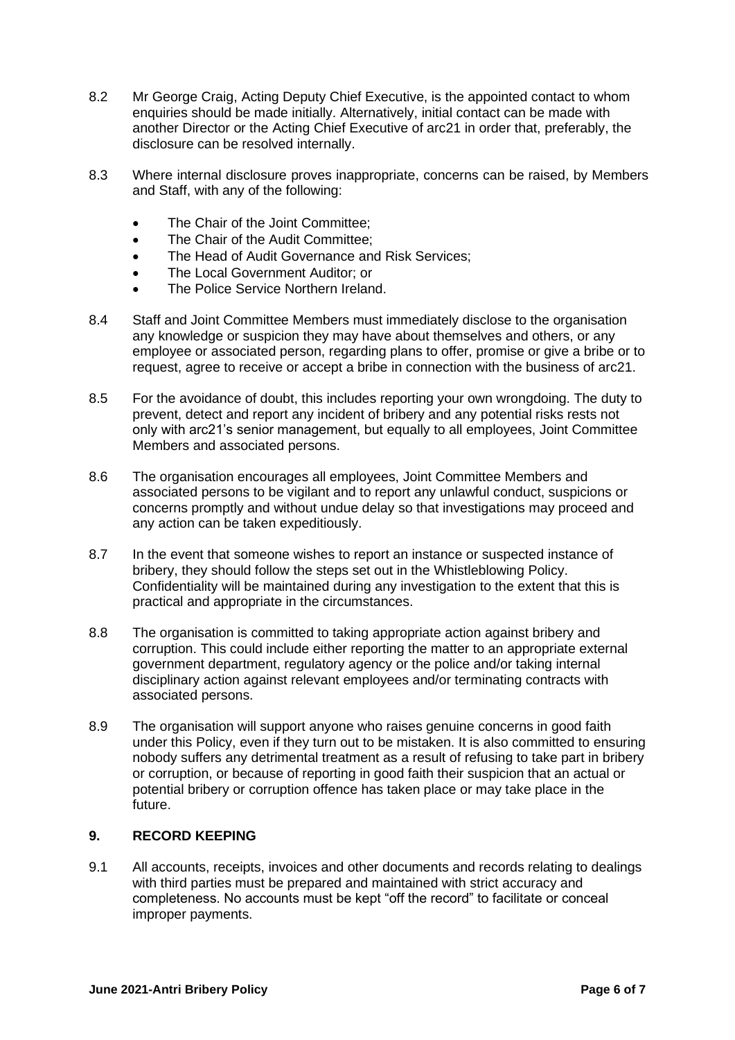8.2 Mr George Craig, Acting Deputy Chief Executive, is the appointed contact to whom enquiries should be made initially. Alternatively, initial contact can be made with another Director or the Acting Chief Executive of arc21 in order that, preferably, the disclosure can be resolved internally.

8.3 Where internal disclosure proves inappropriate, concerns can be raised, by Members and Staff, with any of the following:

- The Chair of the Joint Committee;
- The Chair of the Audit Committee;
- The Head of Audit Governance and Risk Services;
- The Local Government Auditor; or
- The Police Service Northern Ireland.

8.4 Staff and Joint Committee Members must immediately disclose to the organisation any knowledge or suspicion they may have about themselves and others, or any employee or associated person, regarding plans to offer, promise or give a bribe or to request, agree to receive or accept a bribe in connection with the business of arc21.

8.5 For the avoidance of doubt, this includes reporting your own wrongdoing. The duty to prevent, detect and report any incident of bribery and any potential risks rests not only with arc21's senior management, but equally to all employees, Joint Committee Members and associated persons.

8.6 The organisation encourages all employees, Joint Committee Members and associated persons to be vigilant and to report any unlawful conduct, suspicions or concerns promptly and without undue delay so that investigations may proceed and any action can be taken expeditiously.

8.7 In the event that someone wishes to report an instance or suspected instance of bribery, they should follow the steps set out in the Whistleblowing Policy. Confidentiality will be maintained during any investigation to the extent that this is practical and appropriate in the circumstances.

8.8 The organisation is committed to taking appropriate action against bribery and corruption. This could include either reporting the matter to an appropriate external government department, regulatory agency or the police and/or taking internal disciplinary action against relevant employees and/or terminating contracts with associated persons.

8.9 The organisation will support anyone who raises genuine concerns in good faith under this Policy, even if they turn out to be mistaken. It is also committed to ensuring nobody suffers any detrimental treatment as a result of refusing to take part in bribery or corruption, or because of reporting in good faith their suspicion that an actual or potential bribery or corruption offence has taken place or may take place in the future.

## 9. RECORD KEEPING

9.1 All accounts, receipts, invoices and other documents and records relating to dealings with third parties must be prepared and maintained with strict accuracy and completeness. No accounts must be kept "off the record" to facilitate or conceal improper payments.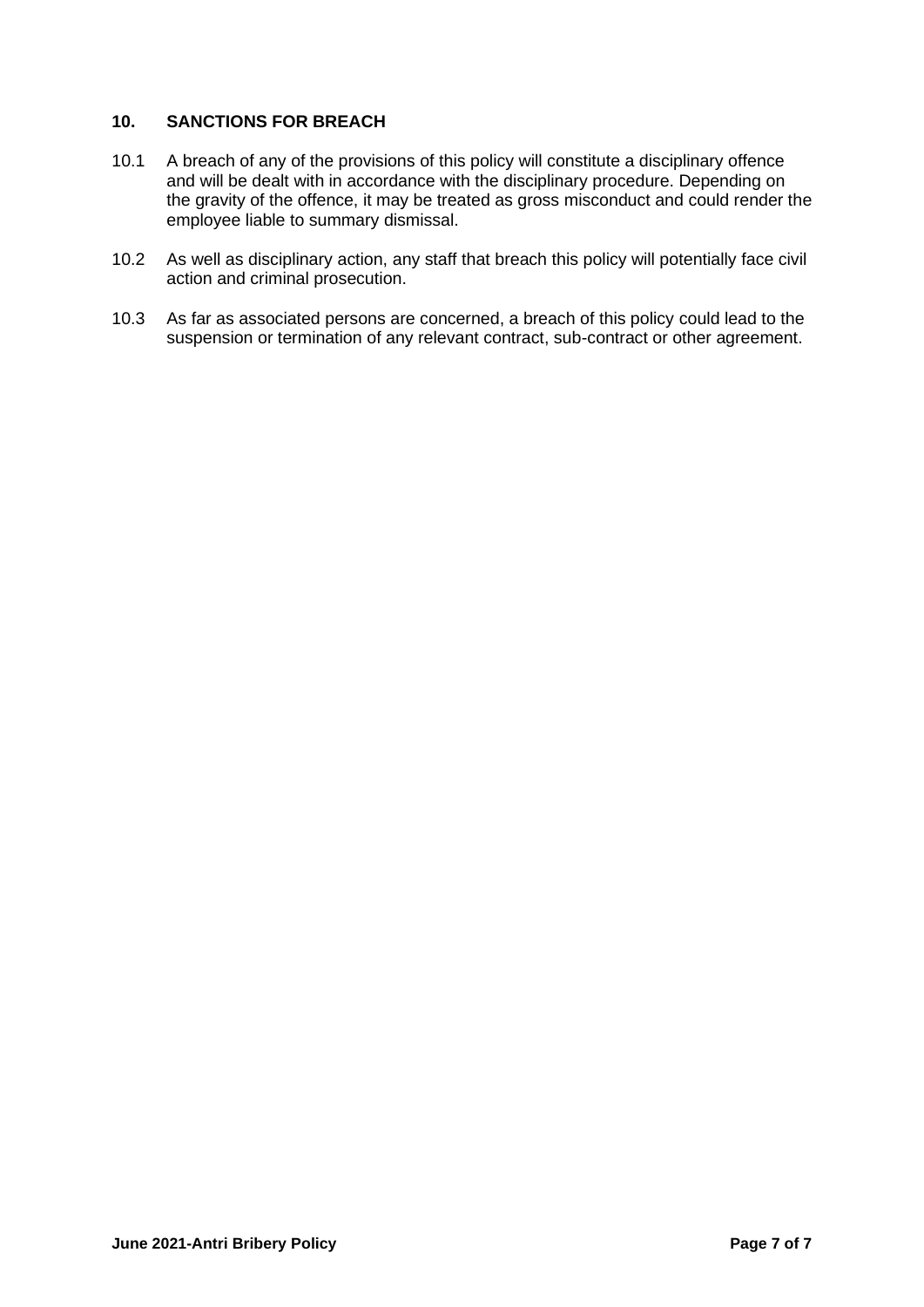## 10. SANCTIONS FOR BREACH

10.1 A breach of any of the provisions of this policy will constitute a disciplinary offence and will be dealt with in accordance with the disciplinary procedure. Depending on the gravity of the offence, it may be treated as gross misconduct and could render the employee liable to summary dismissal.

10.2 As well as disciplinary action, any staff that breach this policy will potentially face civil action and criminal prosecution.

10.3 As far as associated persons are concerned, a breach of this policy could lead to the suspension or termination of any relevant contract, sub-contract or other agreement.